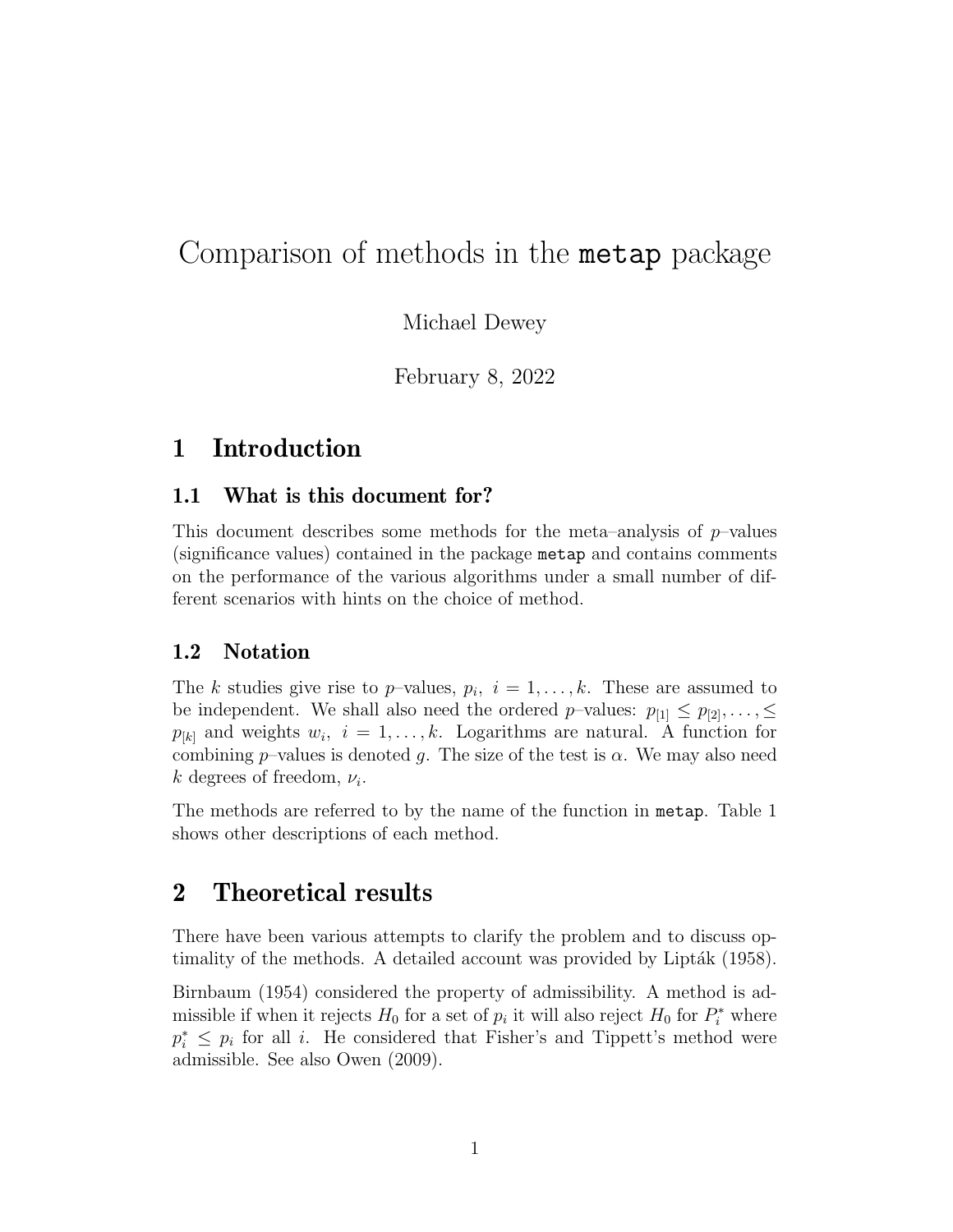# Comparison of methods in the `metap` package

Michael Dewey

February 8, 2022

## 1 Introduction

### 1.1 What is this document for?

This document describes some methods for the meta–analysis of $p$–values (significance values) contained in the package `metap` and contains comments on the performance of the various algorithms under a small number of different scenarios with hints on the choice of method.

### 1.2 Notation

The $k$ studies give rise to $p$–values, $p_i, \ i = 1, \ldots, k$. These are assumed to be independent. We shall also need the ordered $p$–values: $p_{[1]} \leq p_{[2]}, \ldots, \leq p_{[k]}$ and weights $w_i, \ i = 1, \ldots, k$. Logarithms are natural. A function for combining $p$–values is denoted $g$. The size of the test is $\alpha$. We may also need $k$ degrees of freedom, $\nu_i$.

The methods are referred to by the name of the function in `metap`. Table 1 shows other descriptions of each method.

## 2 Theoretical results

There have been various attempts to clarify the problem and to discuss optimality of the methods. A detailed account was provided by Lipták (1958).

Birnbaum (1954) considered the property of admissibility. A method is admissible if when it rejects $H_0$ for a set of $p_i$ it will also reject $H_0$ for $P_i^*$ where $p_i^* \leq p_i$ for all $i$. He considered that Fisher's and Tippett's method were admissible. See also Owen (2009).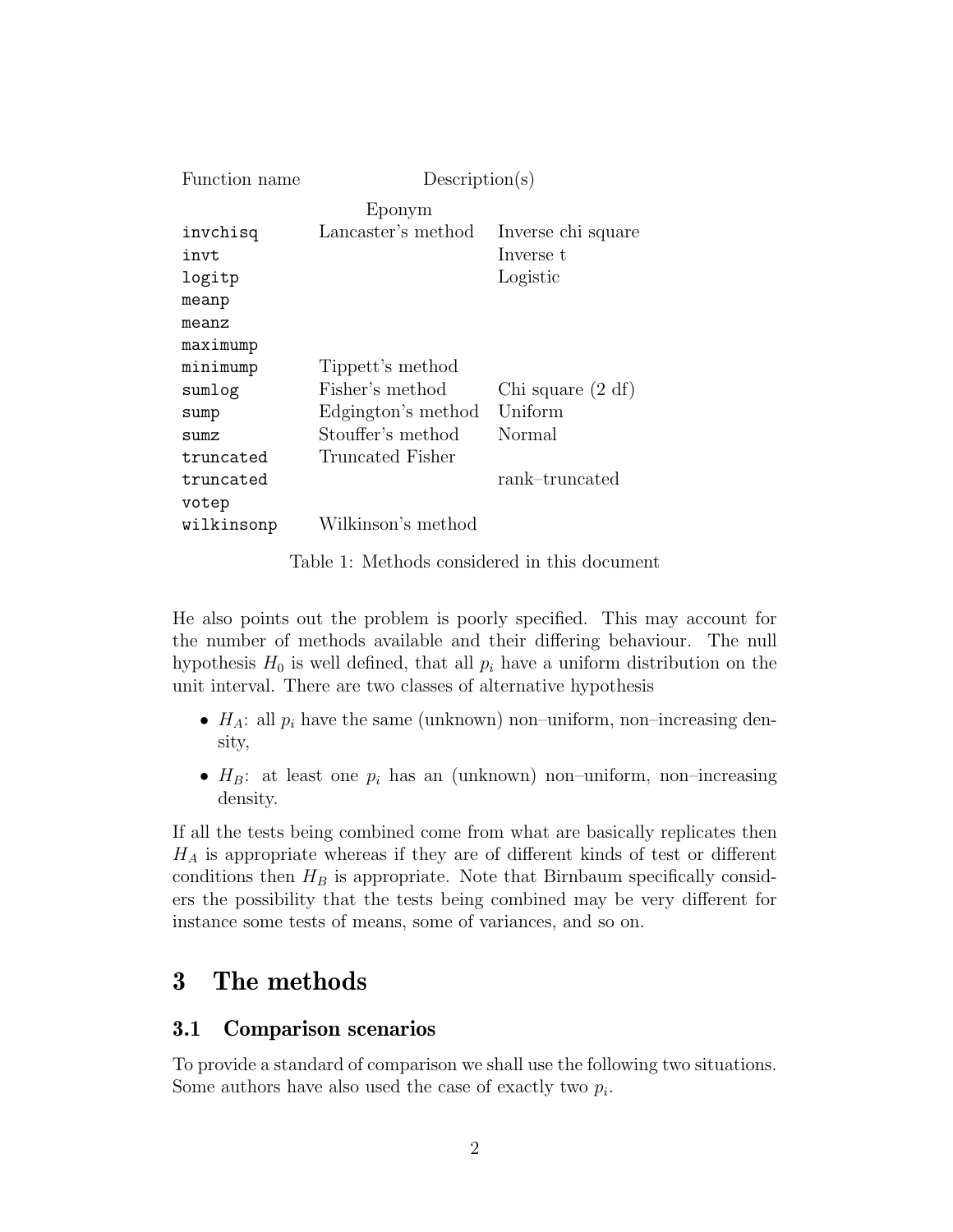| Function name | Description(s) | |
|---|---|---|
| | Eponym | |
| `invchisq` | Lancaster's method | Inverse chi square |
| `invt` | | Inverse t |
| `logitp` | | Logistic |
| `meanp` | | |
| `meanz` | | |
| `maximump` | | |
| `minimump` | Tippett's method | |
| `sumlog` | Fisher's method | Chi square (2 df) |
| `sump` | Edgington's method | Uniform |
| `sumz` | Stouffer's method | Normal |
| `truncated` | Truncated Fisher | |
| `truncated` | | rank–truncated |
| `votep` | | |
| `wilkinsonp` | Wilkinson's method | |

Table 1: Methods considered in this document

He also points out the problem is poorly specified. This may account for the number of methods available and their differing behaviour. The null hypothesis $H_0$ is well defined, that all $p_i$ have a uniform distribution on the unit interval. There are two classes of alternative hypothesis

- $H_A$: all $p_i$ have the same (unknown) non–uniform, non–increasing density,
- $H_B$: at least one $p_i$ has an (unknown) non–uniform, non–increasing density.

If all the tests being combined come from what are basically replicates then $H_A$ is appropriate whereas if they are of different kinds of test or different conditions then $H_B$ is appropriate. Note that Birnbaum specifically considers the possibility that the tests being combined may be very different for instance some tests of means, some of variances, and so on.

# 3 The methods

## 3.1 Comparison scenarios

To provide a standard of comparison we shall use the following two situations. Some authors have also used the case of exactly two $p_i$.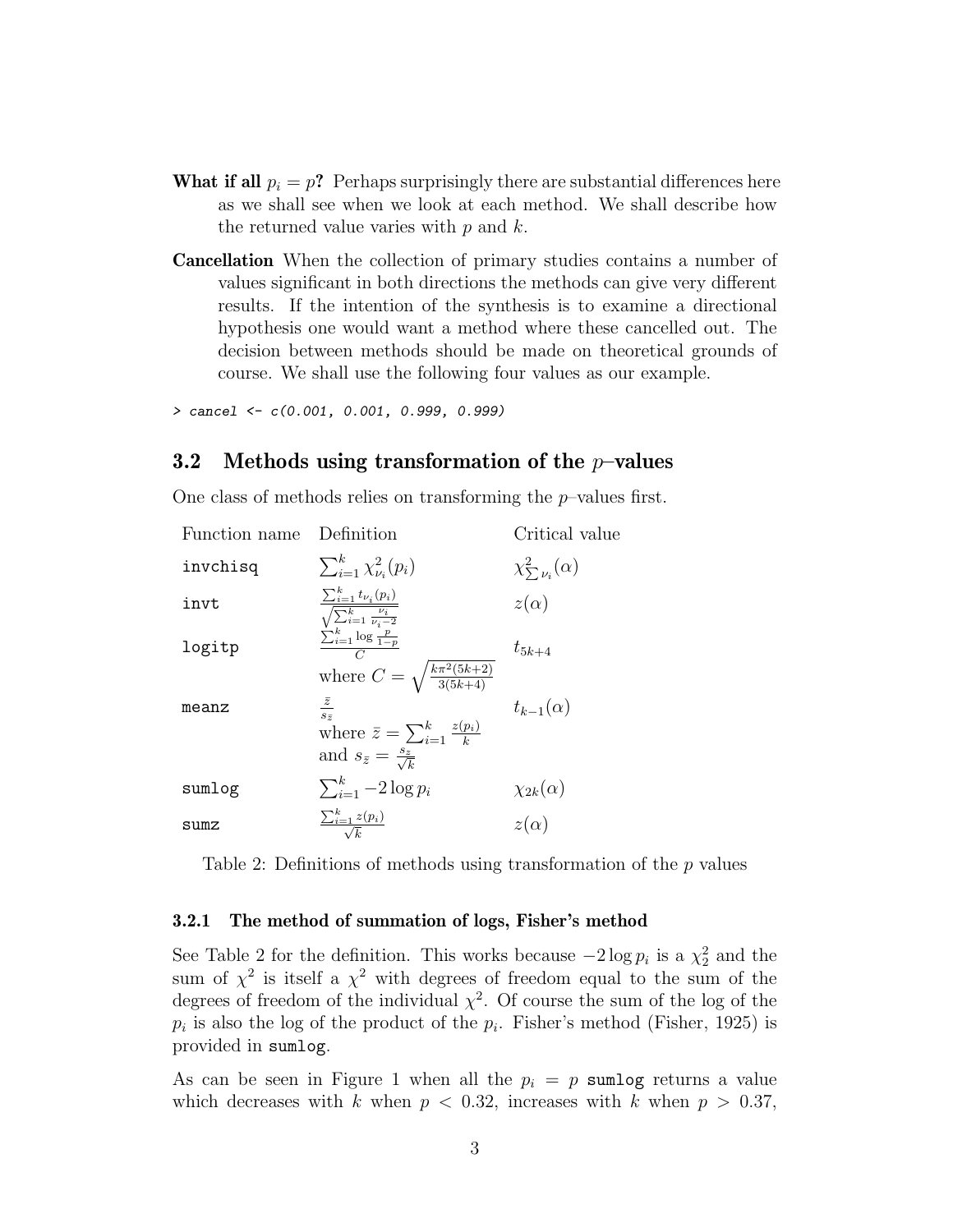**What if all $p_i = p$?** Perhaps surprisingly there are substantial differences here as we shall see when we look at each method. We shall describe how the returned value varies with $p$ and $k$.

**Cancellation** When the collection of primary studies contains a number of values significant in both directions the methods can give very different results. If the intention of the synthesis is to examine a directional hypothesis one would want a method where these cancelled out. The decision between methods should be made on theoretical grounds of course. We shall use the following four values as our example.

```
> cancel <- c(0.001, 0.001, 0.999, 0.999)
```

## 3.2 Methods using transformation of the $p$–values

One class of methods relies on transforming the $p$–values first.

| Function name | Definition | Critical value |
|---|---|---|
| `invchisq` | $\sum_{i=1}^{k} \chi^2_{\nu_i}(p_i)$ | $\chi^2_{\sum \nu_i}(\alpha)$ |
| `invt` | $\frac{\sum_{i=1}^{k} t_{\nu_i}(p_i)}{\sqrt{\sum_{i=1}^{k} \frac{\nu_i}{\nu_i - 2}}}$ | $z(\alpha)$ |
| `logitp` | $\frac{\sum_{i=1}^{k} \log \frac{p}{1-p}}{C}$ where $C = \sqrt{\frac{k\pi^2(5k+2)}{3(5k+4)}}$ | $t_{5k+4}$ |
| `meanz` | $\frac{\bar{z}}{s_{\bar{z}}}$ where $\bar{z} = \sum_{i=1}^{k} \frac{z(p_i)}{k}$ and $s_{\bar{z}} = \frac{s_z}{\sqrt{k}}$ | $t_{k-1}(\alpha)$ |
| `sumlog` | $\sum_{i=1}^{k} -2 \log p_i$ | $\chi_{2k}(\alpha)$ |
| `sumz` | $\frac{\sum_{i=1}^{k} z(p_i)}{\sqrt{k}}$ | $z(\alpha)$ |

Table 2: Definitions of methods using transformation of the $p$ values

### 3.2.1 The method of summation of logs, Fisher's method

See Table 2 for the definition. This works because $-2 \log p_i$ is a $\chi^2_2$ and the sum of $\chi^2$ is itself a $\chi^2$ with degrees of freedom equal to the sum of the degrees of freedom of the individual $\chi^2$. Of course the sum of the log of the $p_i$ is also the log of the product of the $p_i$. Fisher's method (Fisher, 1925) is provided in `sumlog`.

As can be seen in Figure 1 when all the $p_i = p$ `sumlog` returns a value which decreases with $k$ when $p < 0.32$, increases with $k$ when $p > 0.37$,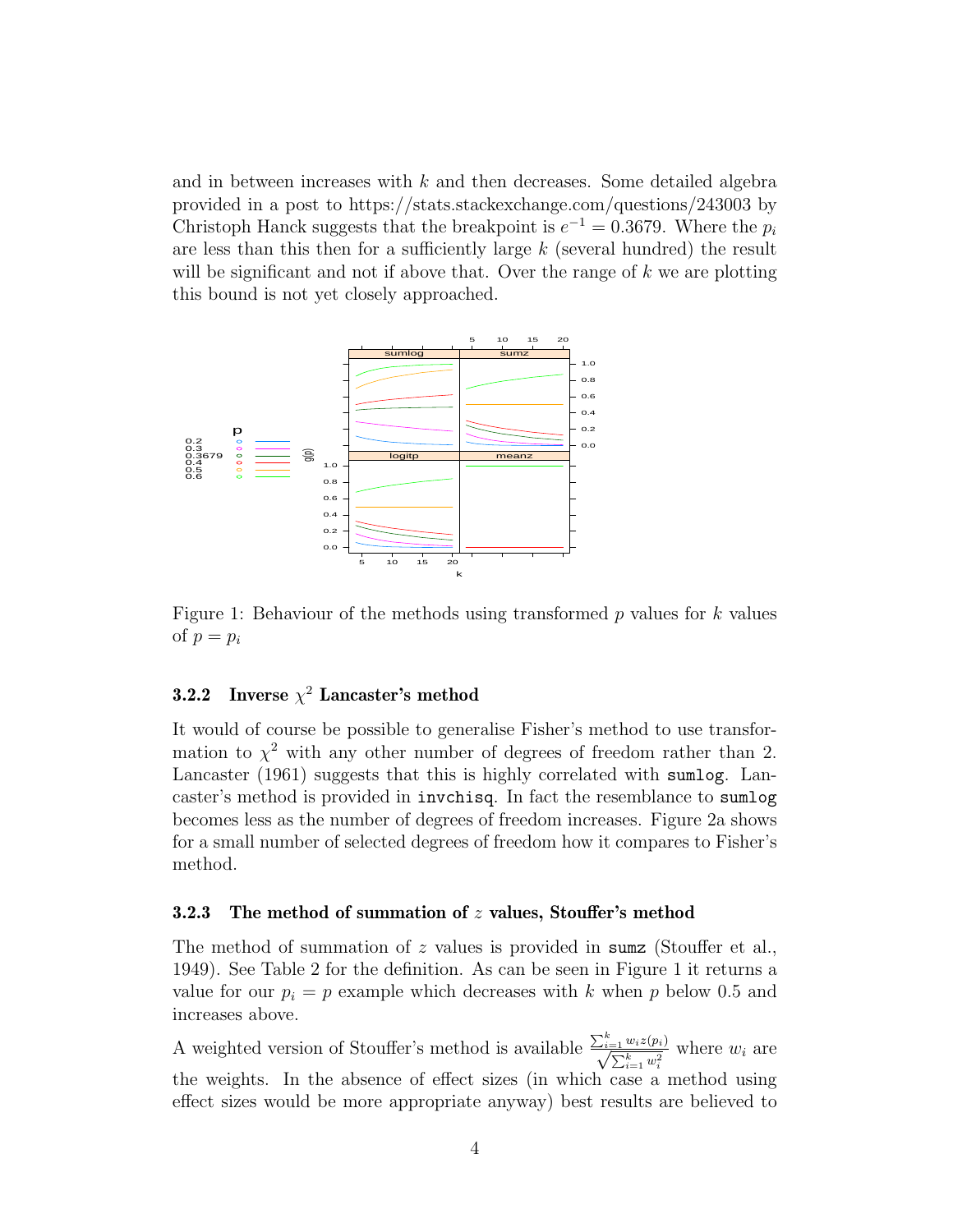and in between increases with $k$ and then decreases. Some detailed algebra provided in a post to https://stats.stackexchange.com/questions/243003 by Christoph Hanck suggests that the breakpoint is $e^{-1} = 0.3679$. Where the $p_i$ are less than this then for a sufficiently large $k$ (several hundred) the result will be significant and not if above that. Over the range of $k$ we are plotting this bound is not yet closely approached.

Figure 1: Behaviour of the methods using transformed $p$ values for $k$ values of $p = p_i$

### 3.2.2 Inverse $\chi^2$ Lancaster's method

It would of course be possible to generalise Fisher's method to use transformation to $\chi^2$ with any other number of degrees of freedom rather than 2. Lancaster (1961) suggests that this is highly correlated with `sumlog`. Lancaster's method is provided in `invchisq`. In fact the resemblance to `sumlog` becomes less as the number of degrees of freedom increases. Figure 2a shows for a small number of selected degrees of freedom how it compares to Fisher's method.

### 3.2.3 The method of summation of $z$ values, Stouffer's method

The method of summation of $z$ values is provided in `sumz` (Stouffer et al., 1949). See Table 2 for the definition. As can be seen in Figure 1 it returns a value for our $p_i = p$ example which decreases with $k$ when $p$ below 0.5 and increases above.

A weighted version of Stouffer's method is available $\frac{\sum_{i=1}^{k} w_i z(p_i)}{\sqrt{\sum_{i=1}^{k} w_i^2}}$ where $w_i$ are the weights. In the absence of effect sizes (in which case a method using effect sizes would be more appropriate anyway) best results are believed to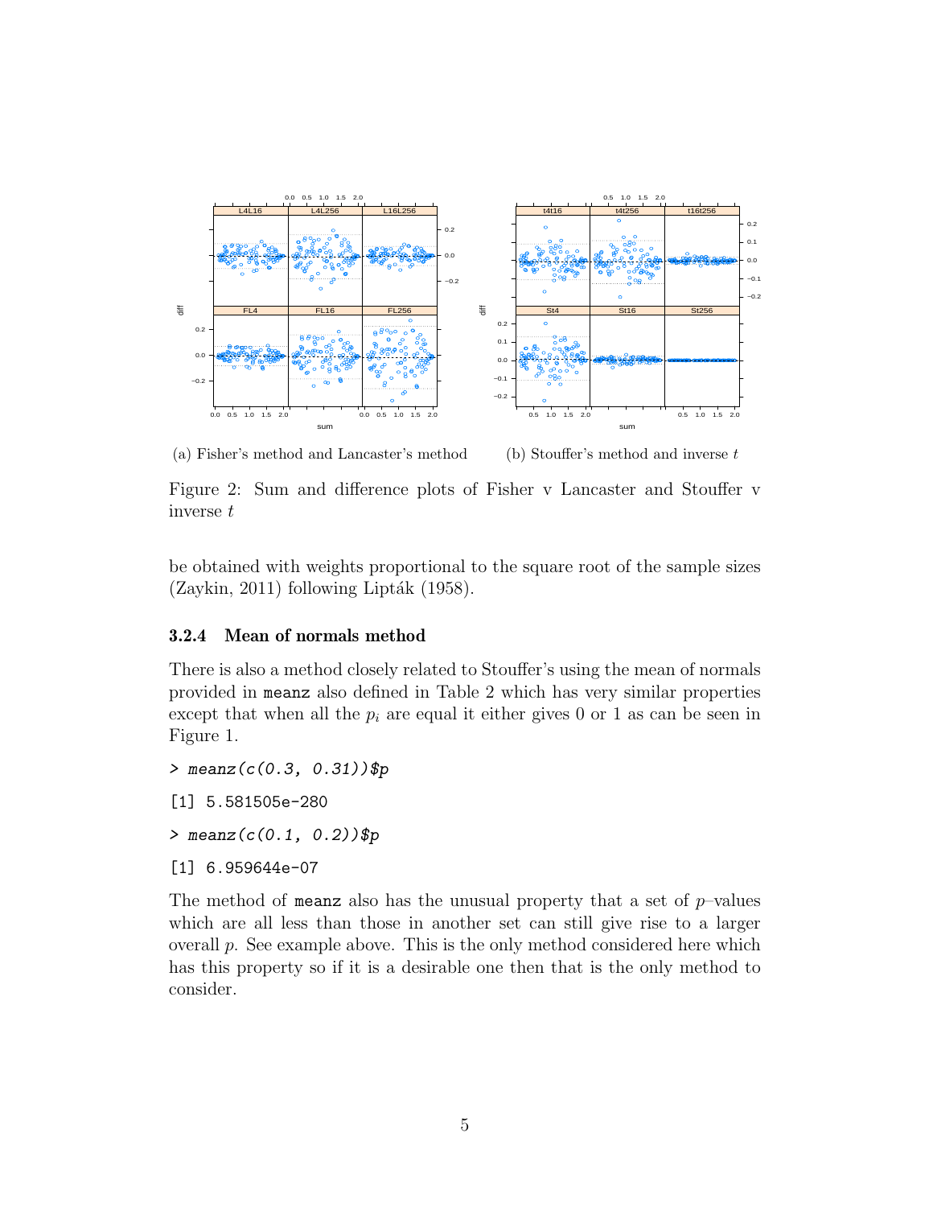(a) Fisher's method and Lancaster's method

(b) Stouffer's method and inverse $t$

Figure 2: Sum and difference plots of Fisher v Lancaster and Stouffer v inverse $t$

be obtained with weights proportional to the square root of the sample sizes (Zaykin, 2011) following Lipták (1958).

#### 3.2.4 Mean of normals method

There is also a method closely related to Stouffer's using the mean of normals provided in `meanz` also defined in Table 2 which has very similar properties except that when all the $p_i$ are equal it either gives 0 or 1 as can be seen in Figure 1.

```
> meanz(c(0.3, 0.31))$p

[1] 5.581505e-280

> meanz(c(0.1, 0.2))$p

[1] 6.959644e-07
```

The method of `meanz` also has the unusual property that a set of $p$–values which are all less than those in another set can still give rise to a larger overall $p$. See example above. This is the only method considered here which has this property so if it is a desirable one then that is the only method to consider.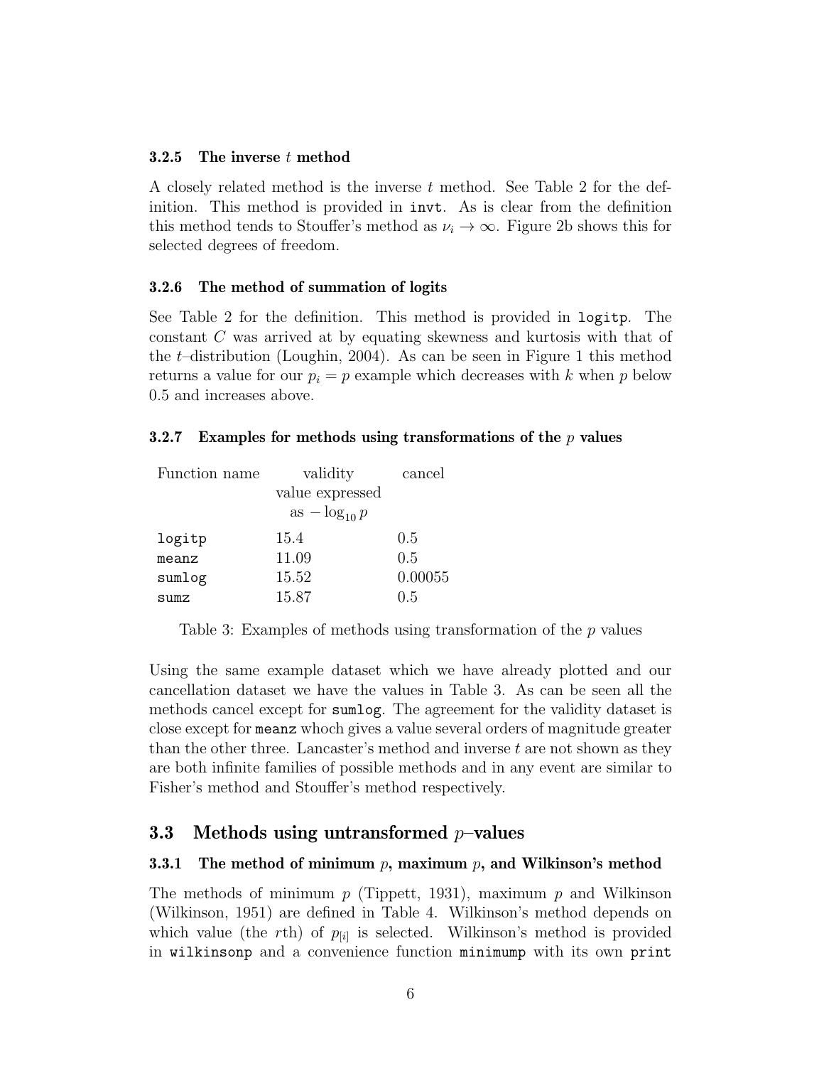#### 3.2.5 The inverse $t$ method

A closely related method is the inverse $t$ method. See Table 2 for the definition. This method is provided in `invt`. As is clear from the definition this method tends to Stouffer's method as $\nu_i \to \infty$. Figure 2b shows this for selected degrees of freedom.

#### 3.2.6 The method of summation of logits

See Table 2 for the definition. This method is provided in `logitp`. The constant $C$ was arrived at by equating skewness and kurtosis with that of the $t$–distribution (Loughin, 2004). As can be seen in Figure 1 this method returns a value for our $p_i = p$ example which decreases with $k$ when $p$ below 0.5 and increases above.

#### 3.2.7 Examples for methods using transformations of the $p$ values

| Function name | validity value expressed as $-\log_{10} p$ | cancel |
|---|---|---|
| `logitp` | 15.4 | 0.5 |
| `meanz` | 11.09 | 0.5 |
| `sumlog` | 15.52 | 0.00055 |
| `sumz` | 15.87 | 0.5 |

Table 3: Examples of methods using transformation of the $p$ values

Using the same example dataset which we have already plotted and our cancellation dataset we have the values in Table 3. As can be seen all the methods cancel except for `sumlog`. The agreement for the validity dataset is close except for `meanz` whoch gives a value several orders of magnitude greater than the other three. Lancaster's method and inverse $t$ are not shown as they are both infinite families of possible methods and in any event are similar to Fisher's method and Stouffer's method respectively.

### 3.3 Methods using untransformed $p$–values

#### 3.3.1 The method of minimum $p$, maximum $p$, and Wilkinson's method

The methods of minimum $p$ (Tippett, 1931), maximum $p$ and Wilkinson (Wilkinson, 1951) are defined in Table 4. Wilkinson's method depends on which value (the $r$th) of $p_{[i]}$ is selected. Wilkinson's method is provided in `wilkinsonp` and a convenience function `minimump` with its own `print`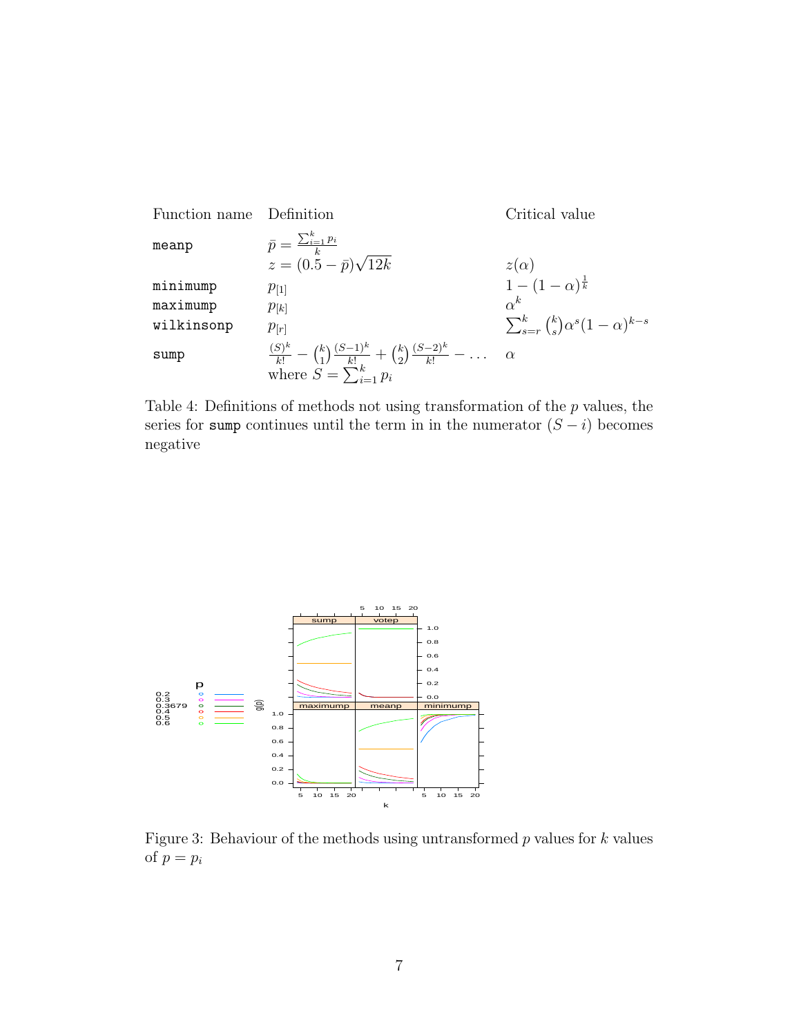| Function name | Definition | Critical value |
|---|---|---|
| `meanp` | $\bar{p} = \frac{\sum_{i=1}^{k} p_i}{k}$ | |
| | $z = (0.5 - \bar{p})\sqrt{12k}$ | $z(\alpha)$ |
| `minimump` | $p_{[1]}$ | $1 - (1 - \alpha)^{\frac{1}{k}}$ |
| `maximump` | $p_{[k]}$ | $\alpha^k$ |
| `wilkinsonp` | $p_{[r]}$ | $\sum_{s=r}^{k} \binom{k}{s} \alpha^s (1 - \alpha)^{k-s}$ |
| `sump` | $\frac{(S)^k}{k!} - \binom{k}{1}\frac{(S-1)^k}{k!} + \binom{k}{2}\frac{(S-2)^k}{k!} - \dots$ | $\alpha$ |
| | where $S = \sum_{i=1}^{k} p_i$ | |

Table 4: Definitions of methods not using transformation of the $p$ values, the series for `sump` continues until the term in in the numerator $(S - i)$ becomes negative

Figure 3: Behaviour of the methods using untransformed $p$ values for $k$ values of $p = p_i$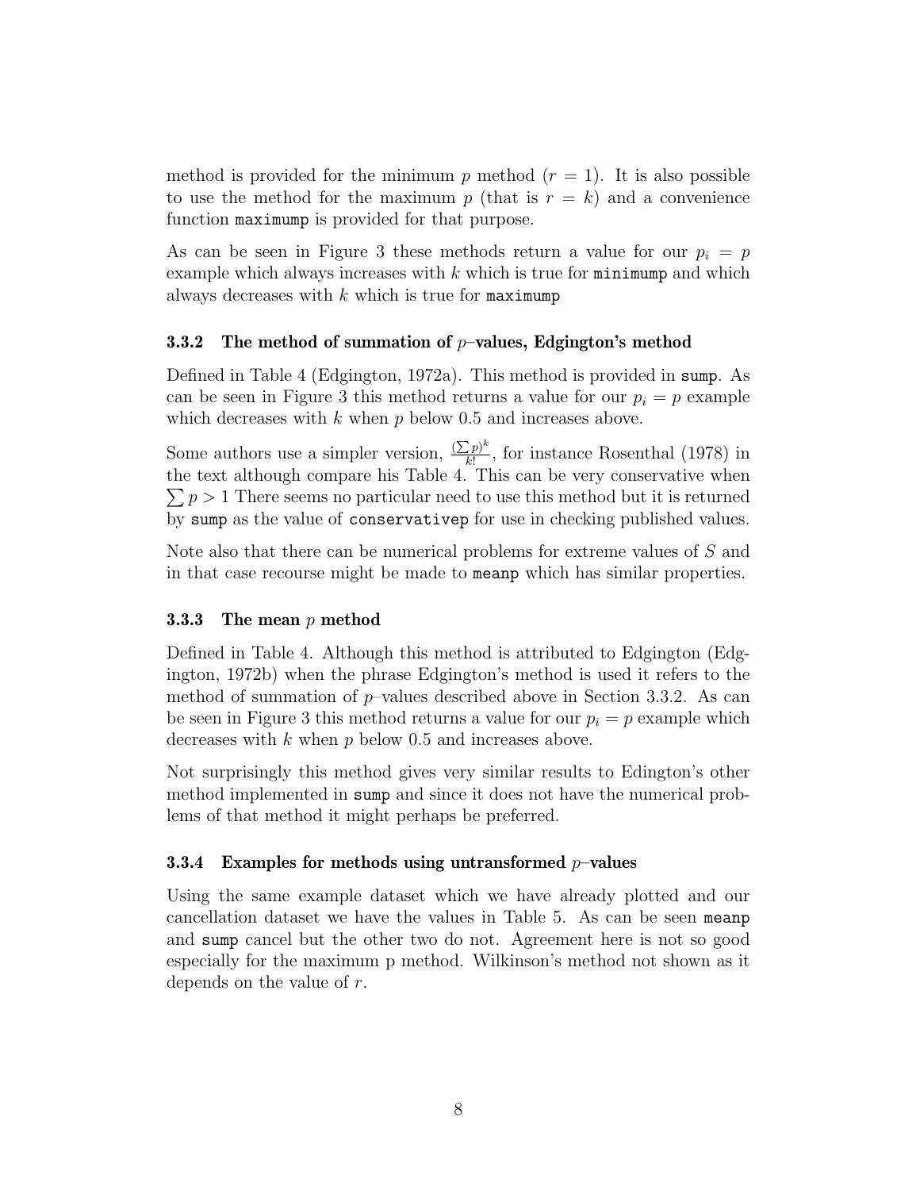method is provided for the minimum $p$ method ($r = 1$). It is also possible to use the method for the maximum $p$ (that is $r = k$) and a convenience function `maximump` is provided for that purpose.

As can be seen in Figure 3 these methods return a value for our $p_i = p$ example which always increases with $k$ which is true for `minimump` and which always decreases with $k$ which is true for `maximump`

### 3.3.2 The method of summation of $p$–values, Edgington's method

Defined in Table 4 (Edgington, 1972a). This method is provided in `sump`. As can be seen in Figure 3 this method returns a value for our $p_i = p$ example which decreases with $k$ when $p$ below 0.5 and increases above.

Some authors use a simpler version, $\frac{(\sum p)^k}{k!}$, for instance Rosenthal (1978) in the text although compare his Table 4. This can be very conservative when $\sum p > 1$ There seems no particular need to use this method but it is returned by `sump` as the value of `conservativep` for use in checking published values.

Note also that there can be numerical problems for extreme values of $S$ and in that case recourse might be made to `meanp` which has similar properties.

### 3.3.3 The mean $p$ method

Defined in Table 4. Although this method is attributed to Edgington (Edgington, 1972b) when the phrase Edgington's method is used it refers to the method of summation of $p$–values described above in Section 3.3.2. As can be seen in Figure 3 this method returns a value for our $p_i = p$ example which decreases with $k$ when $p$ below 0.5 and increases above.

Not surprisingly this method gives very similar results to Edington's other method implemented in `sump` and since it does not have the numerical problems of that method it might perhaps be preferred.

### 3.3.4 Examples for methods using untransformed $p$–values

Using the same example dataset which we have already plotted and our cancellation dataset we have the values in Table 5. As can be seen `meanp` and `sump` cancel but the other two do not. Agreement here is not so good especially for the maximum p method. Wilkinson's method not shown as it depends on the value of $r$.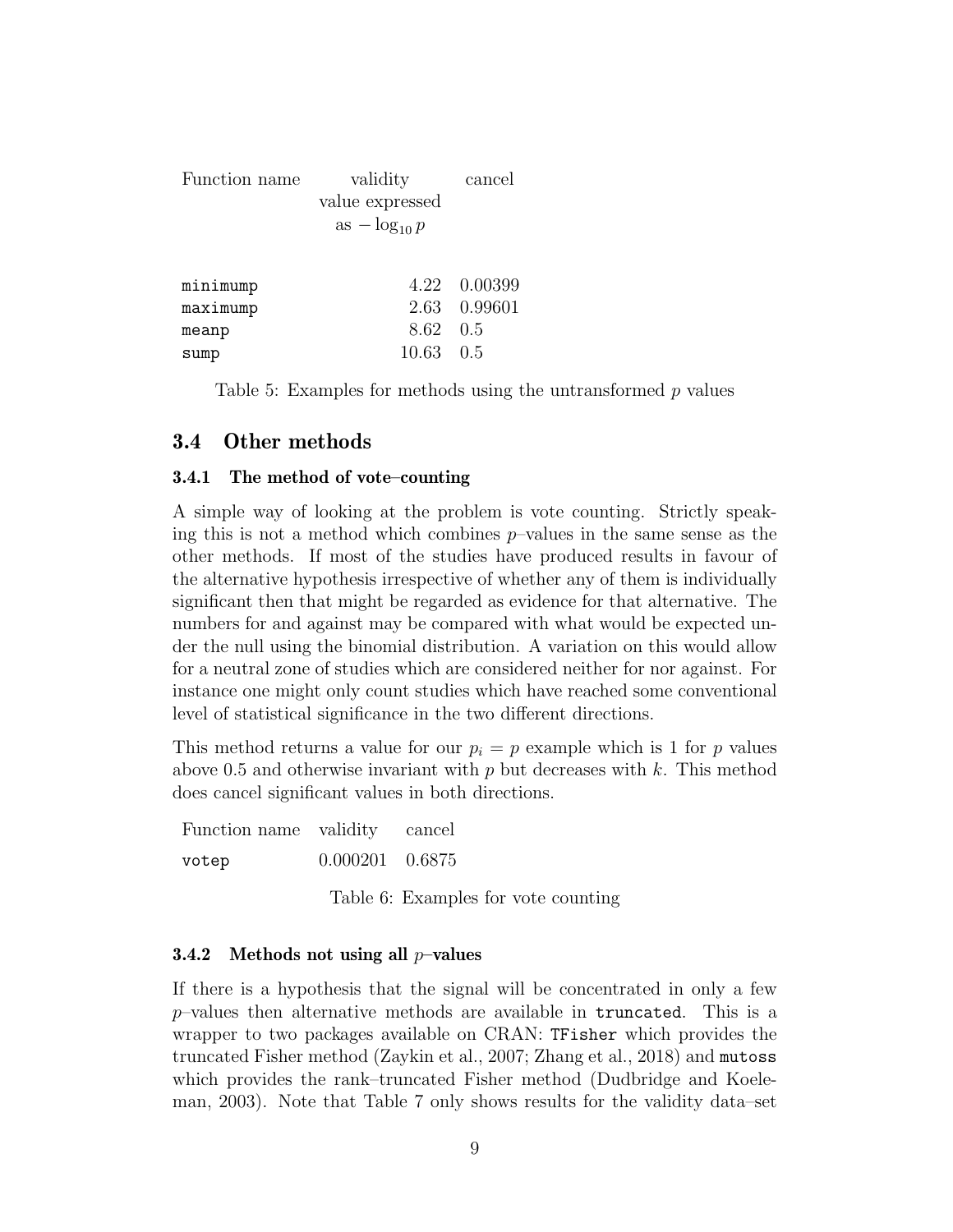| Function name | validity value expressed as $-\log_{10} p$ | cancel |
|---|---|---|
| `minimump` | 4.22 | 0.00399 |
| `maximump` | 2.63 | 0.99601 |
| `meanp` | 8.62 | 0.5 |
| `sump` | 10.63 | 0.5 |

Table 5: Examples for methods using the untransformed $p$ values

## 3.4 Other methods

### 3.4.1 The method of vote–counting

A simple way of looking at the problem is vote counting. Strictly speaking this is not a method which combines $p$–values in the same sense as the other methods. If most of the studies have produced results in favour of the alternative hypothesis irrespective of whether any of them is individually significant then that might be regarded as evidence for that alternative. The numbers for and against may be compared with what would be expected under the null using the binomial distribution. A variation on this would allow for a neutral zone of studies which are considered neither for nor against. For instance one might only count studies which have reached some conventional level of statistical significance in the two different directions.

This method returns a value for our $p_i = p$ example which is 1 for $p$ values above 0.5 and otherwise invariant with $p$ but decreases with $k$. This method does cancel significant values in both directions.

| Function name | validity | cancel |
|---|---|---|
| `votep` | 0.000201 | 0.6875 |

Table 6: Examples for vote counting

### 3.4.2 Methods not using all $p$–values

If there is a hypothesis that the signal will be concentrated in only a few $p$–values then alternative methods are available in `truncated`. This is a wrapper to two packages available on CRAN: `TFisher` which provides the truncated Fisher method (Zaykin et al., 2007; Zhang et al., 2018) and `mutoss` which provides the rank–truncated Fisher method (Dudbridge and Koeleman, 2003). Note that Table 7 only shows results for the validity data–set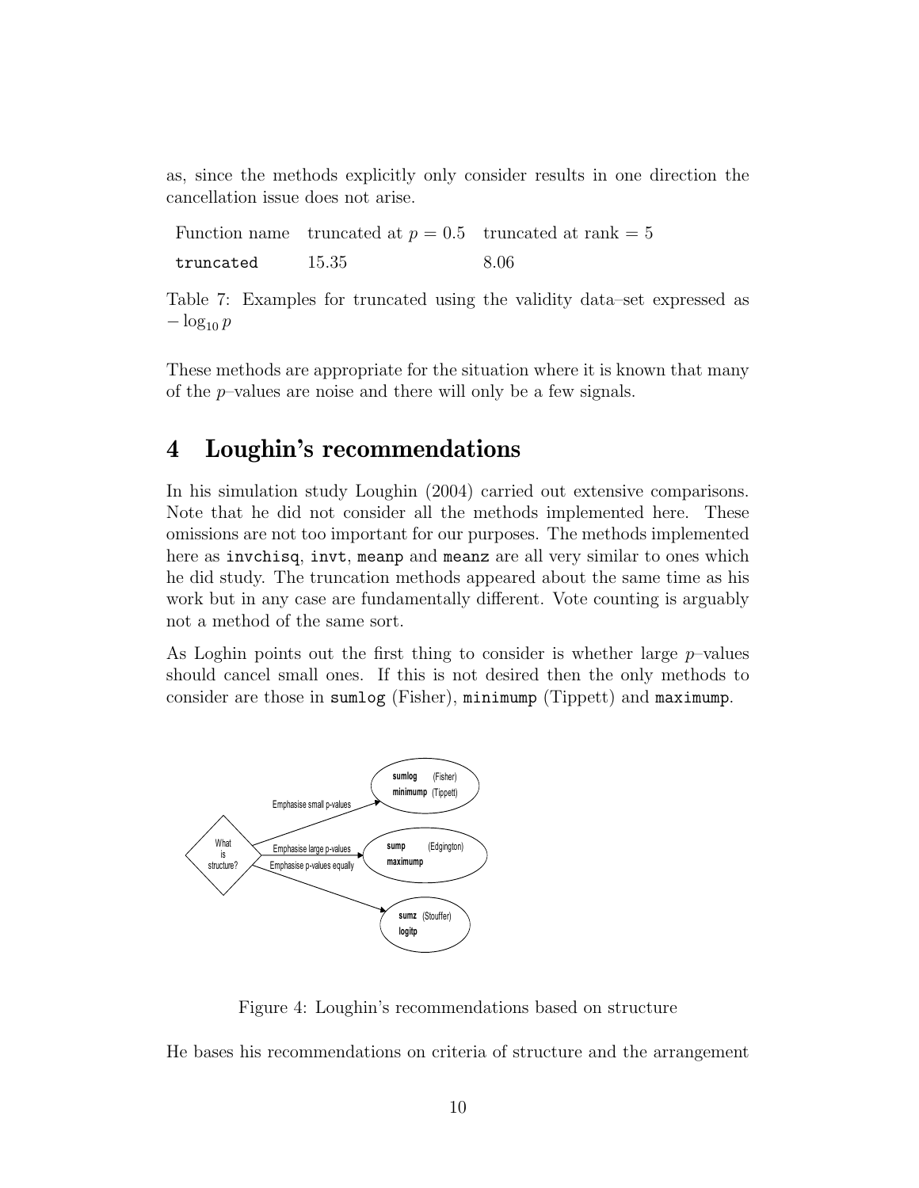as, since the methods explicitly only consider results in one direction the cancellation issue does not arise.

| Function name | truncated at $p = 0.5$ | truncated at rank = 5 |
|---|---|---|
| `truncated` | 15.35 | 8.06 |

Table 7: Examples for truncated using the validity data–set expressed as $-\log_{10} p$

These methods are appropriate for the situation where it is known that many of the $p$–values are noise and there will only be a few signals.

# 4 Loughin's recommendations

In his simulation study Loughin (2004) carried out extensive comparisons. Note that he did not consider all the methods implemented here. These omissions are not too important for our purposes. The methods implemented here as `invchisq`, `invt`, `meanp` and `meanz` are all very similar to ones which he did study. The truncation methods appeared about the same time as his work but in any case are fundamentally different. Vote counting is arguably not a method of the same sort.

As Loghin points out the first thing to consider is whether large $p$–values should cancel small ones. If this is not desired then the only methods to consider are those in `sumlog` (Fisher), `minimump` (Tippett) and `maximump`.

Figure 4: Loughin's recommendations based on structure

He bases his recommendations on criteria of structure and the arrangement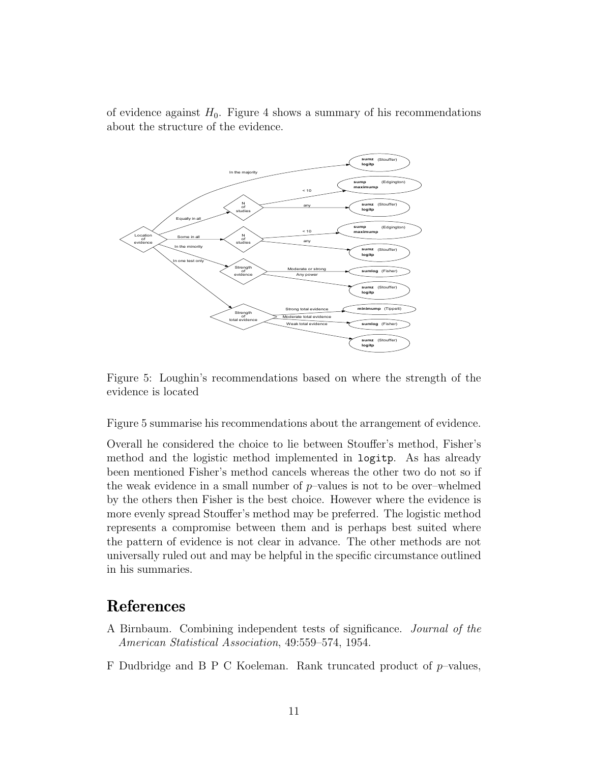of evidence against $H_0$. Figure 4 shows a summary of his recommendations about the structure of the evidence.

Figure 5: Loughin's recommendations based on where the strength of the evidence is located

Figure 5 summarise his recommendations about the arrangement of evidence.

Overall he considered the choice to lie between Stouffer's method, Fisher's method and the logistic method implemented in `logitp`. As has already been mentioned Fisher's method cancels whereas the other two do not so if the weak evidence in a small number of $p$–values is not to be over–whelmed by the others then Fisher is the best choice. However where the evidence is more evenly spread Stouffer's method may be preferred. The logistic method represents a compromise between them and is perhaps best suited where the pattern of evidence is not clear in advance. The other methods are not universally ruled out and may be helpful in the specific circumstance outlined in his summaries.

# References

A Birnbaum. Combining independent tests of significance. *Journal of the American Statistical Association*, 49:559–574, 1954.

F Dudbridge and B P C Koeleman. Rank truncated product of $p$–values,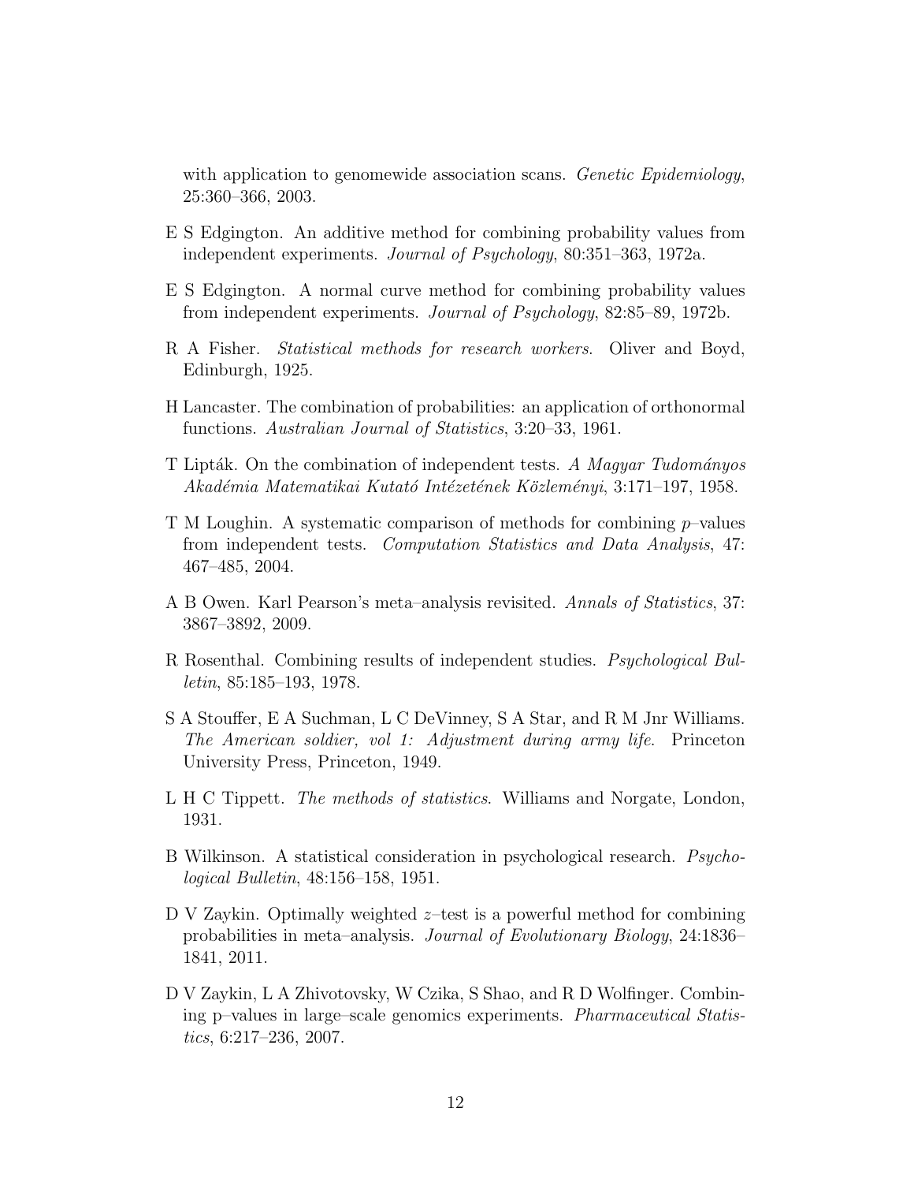with application to genomewide association scans. *Genetic Epidemiology*, 25:360–366, 2003.

E S Edgington. An additive method for combining probability values from independent experiments. *Journal of Psychology*, 80:351–363, 1972a.

E S Edgington. A normal curve method for combining probability values from independent experiments. *Journal of Psychology*, 82:85–89, 1972b.

R A Fisher. *Statistical methods for research workers*. Oliver and Boyd, Edinburgh, 1925.

H Lancaster. The combination of probabilities: an application of orthonormal functions. *Australian Journal of Statistics*, 3:20–33, 1961.

T Lipták. On the combination of independent tests. *A Magyar Tudományos Akadémia Matematikai Kutató Intézetének Közleményi*, 3:171–197, 1958.

T M Loughin. A systematic comparison of methods for combining $p$–values from independent tests. *Computation Statistics and Data Analysis*, 47: 467–485, 2004.

A B Owen. Karl Pearson's meta–analysis revisited. *Annals of Statistics*, 37: 3867–3892, 2009.

R Rosenthal. Combining results of independent studies. *Psychological Bulletin*, 85:185–193, 1978.

S A Stouffer, E A Suchman, L C DeVinney, S A Star, and R M Jnr Williams. *The American soldier, vol 1: Adjustment during army life*. Princeton University Press, Princeton, 1949.

L H C Tippett. *The methods of statistics*. Williams and Norgate, London, 1931.

B Wilkinson. A statistical consideration in psychological research. *Psychological Bulletin*, 48:156–158, 1951.

D V Zaykin. Optimally weighted $z$–test is a powerful method for combining probabilities in meta–analysis. *Journal of Evolutionary Biology*, 24:1836–1841, 2011.

D V Zaykin, L A Zhivotovsky, W Czika, S Shao, and R D Wolfinger. Combining p–values in large–scale genomics experiments. *Pharmaceutical Statistics*, 6:217–236, 2007.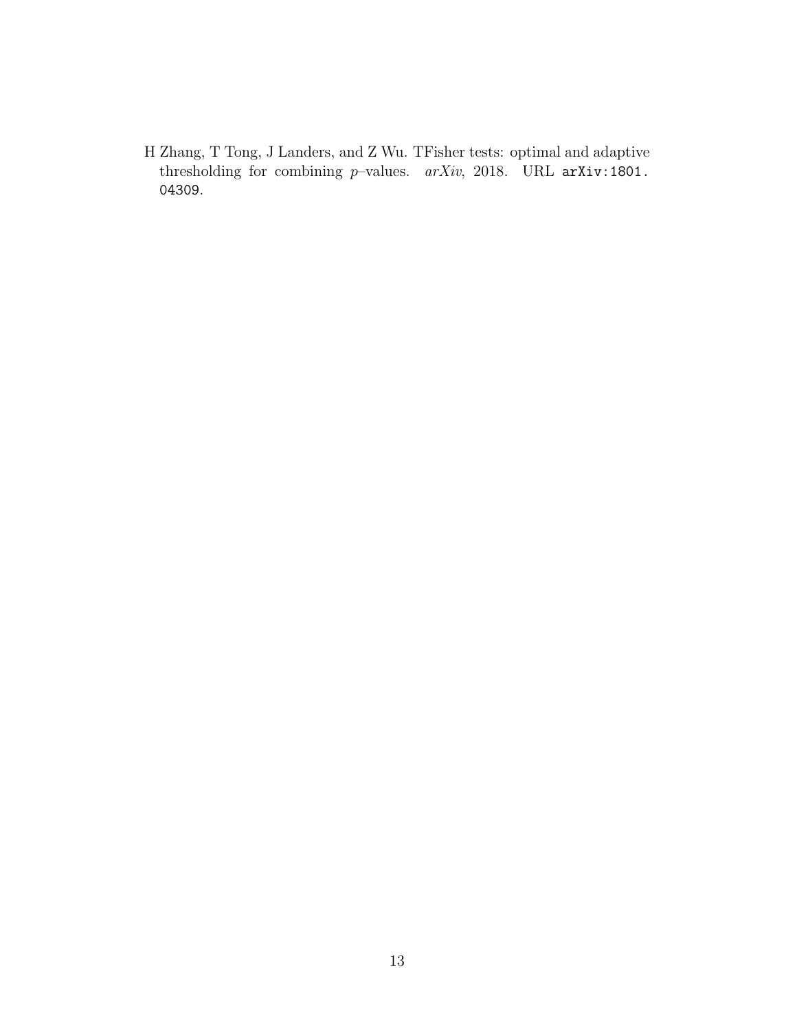H Zhang, T Tong, J Landers, and Z Wu. TFisher tests: optimal and adaptive thresholding for combining $p$–values. *arXiv*, 2018. URL `arXiv:1801.04309`.